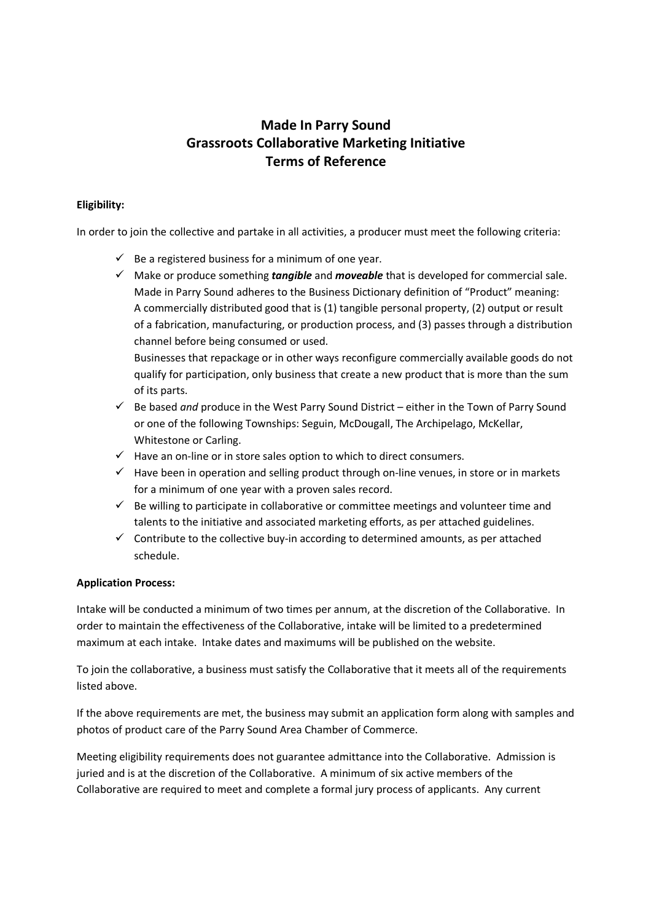# Made In Parry Sound
# Grassroots Collaborative Marketing Initiative
# Terms of Reference

**Eligibility:**

In order to join the collective and partake in all activities, a producer must meet the following criteria:

- ✓ Be a registered business for a minimum of one year.
- ✓ Make or produce something ***tangible*** and ***moveable*** that is developed for commercial sale. Made in Parry Sound adheres to the Business Dictionary definition of "Product" meaning: A commercially distributed good that is (1) tangible personal property, (2) output or result of a fabrication, manufacturing, or production process, and (3) passes through a distribution channel before being consumed or used.
  Businesses that repackage or in other ways reconfigure commercially available goods do not qualify for participation, only business that create a new product that is more than the sum of its parts.
- ✓ Be based *and* produce in the West Parry Sound District – either in the Town of Parry Sound or one of the following Townships: Seguin, McDougall, The Archipelago, McKellar, Whitestone or Carling.
- ✓ Have an on-line or in store sales option to which to direct consumers.
- ✓ Have been in operation and selling product through on-line venues, in store or in markets for a minimum of one year with a proven sales record.
- ✓ Be willing to participate in collaborative or committee meetings and volunteer time and talents to the initiative and associated marketing efforts, as per attached guidelines.
- ✓ Contribute to the collective buy-in according to determined amounts, as per attached schedule.

**Application Process:**

Intake will be conducted a minimum of two times per annum, at the discretion of the Collaborative. In order to maintain the effectiveness of the Collaborative, intake will be limited to a predetermined maximum at each intake. Intake dates and maximums will be published on the website.

To join the collaborative, a business must satisfy the Collaborative that it meets all of the requirements listed above.

If the above requirements are met, the business may submit an application form along with samples and photos of product care of the Parry Sound Area Chamber of Commerce.

Meeting eligibility requirements does not guarantee admittance into the Collaborative. Admission is juried and is at the discretion of the Collaborative. A minimum of six active members of the Collaborative are required to meet and complete a formal jury process of applicants. Any current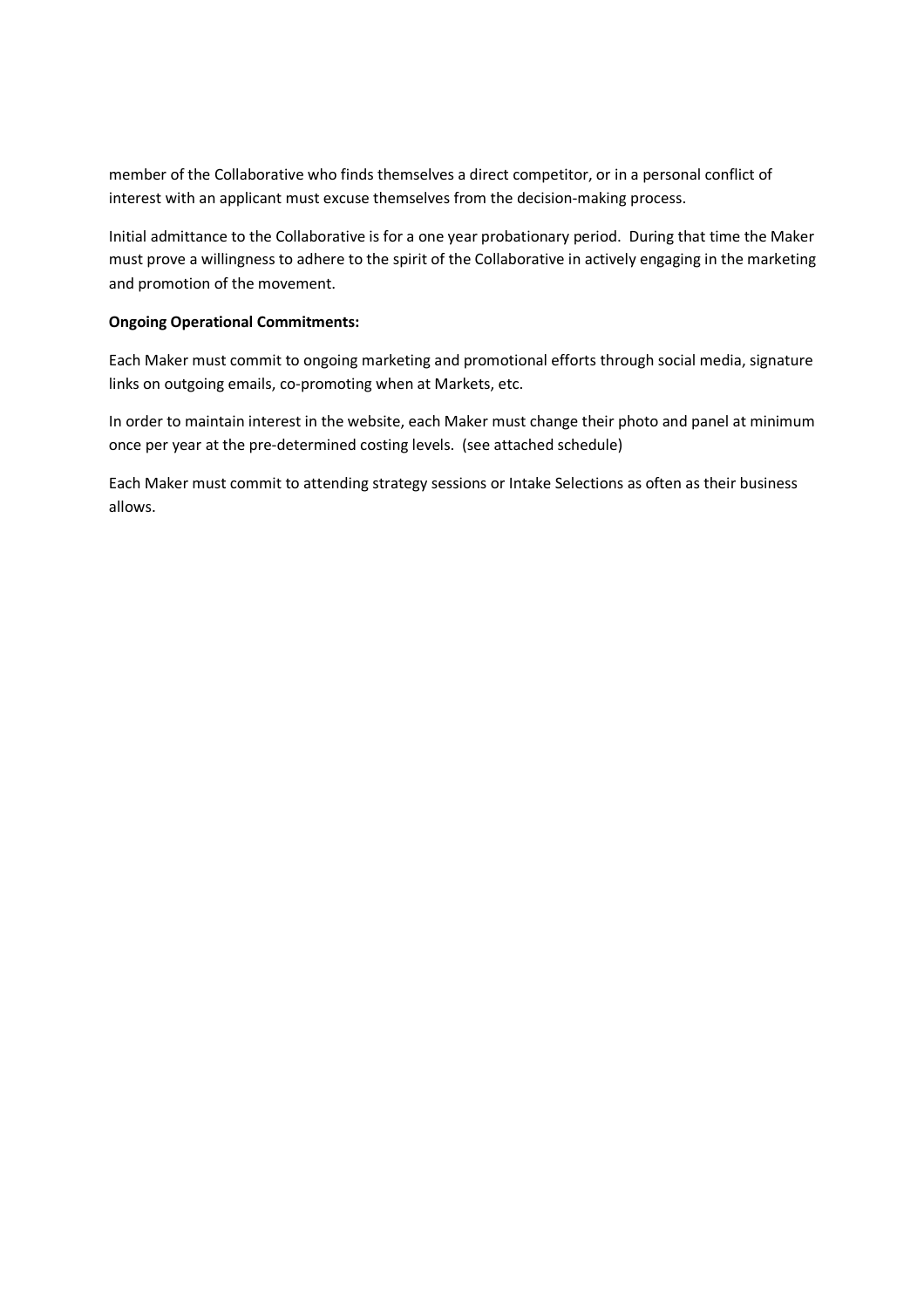member of the Collaborative who finds themselves a direct competitor, or in a personal conflict of interest with an applicant must excuse themselves from the decision-making process.

Initial admittance to the Collaborative is for a one year probationary period. During that time the Maker must prove a willingness to adhere to the spirit of the Collaborative in actively engaging in the marketing and promotion of the movement.

**Ongoing Operational Commitments:**

Each Maker must commit to ongoing marketing and promotional efforts through social media, signature links on outgoing emails, co-promoting when at Markets, etc.

In order to maintain interest in the website, each Maker must change their photo and panel at minimum once per year at the pre-determined costing levels. (see attached schedule)

Each Maker must commit to attending strategy sessions or Intake Selections as often as their business allows.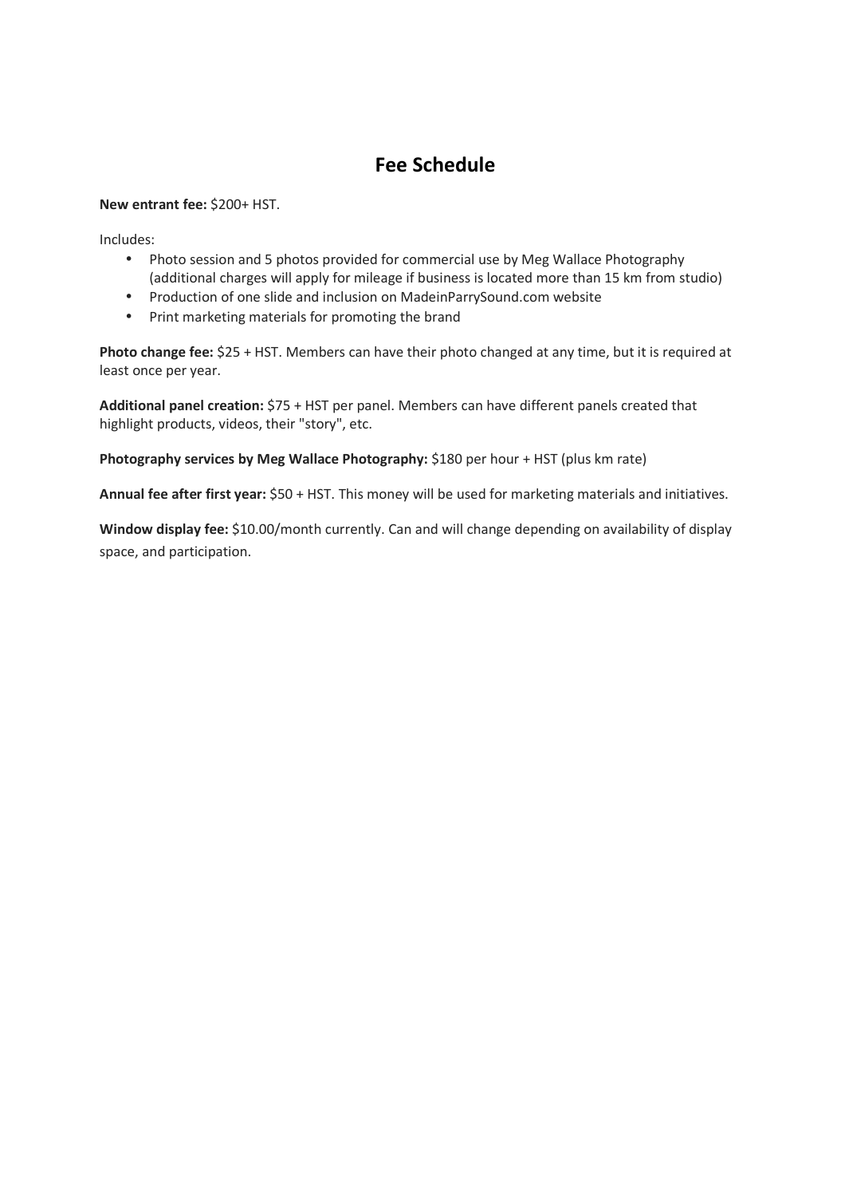## Fee Schedule

**New entrant fee:** $200+ HST.

Includes:

- Photo session and 5 photos provided for commercial use by Meg Wallace Photography (additional charges will apply for mileage if business is located more than 15 km from studio)
- Production of one slide and inclusion on MadeinParrySound.com website
- Print marketing materials for promoting the brand

**Photo change fee:** $25 + HST. Members can have their photo changed at any time, but it is required at least once per year.

**Additional panel creation:** $75 + HST per panel. Members can have different panels created that highlight products, videos, their "story", etc.

**Photography services by Meg Wallace Photography:** $180 per hour + HST (plus km rate)

**Annual fee after first year:** $50 + HST. This money will be used for marketing materials and initiatives.

**Window display fee:** $10.00/month currently. Can and will change depending on availability of display space, and participation.